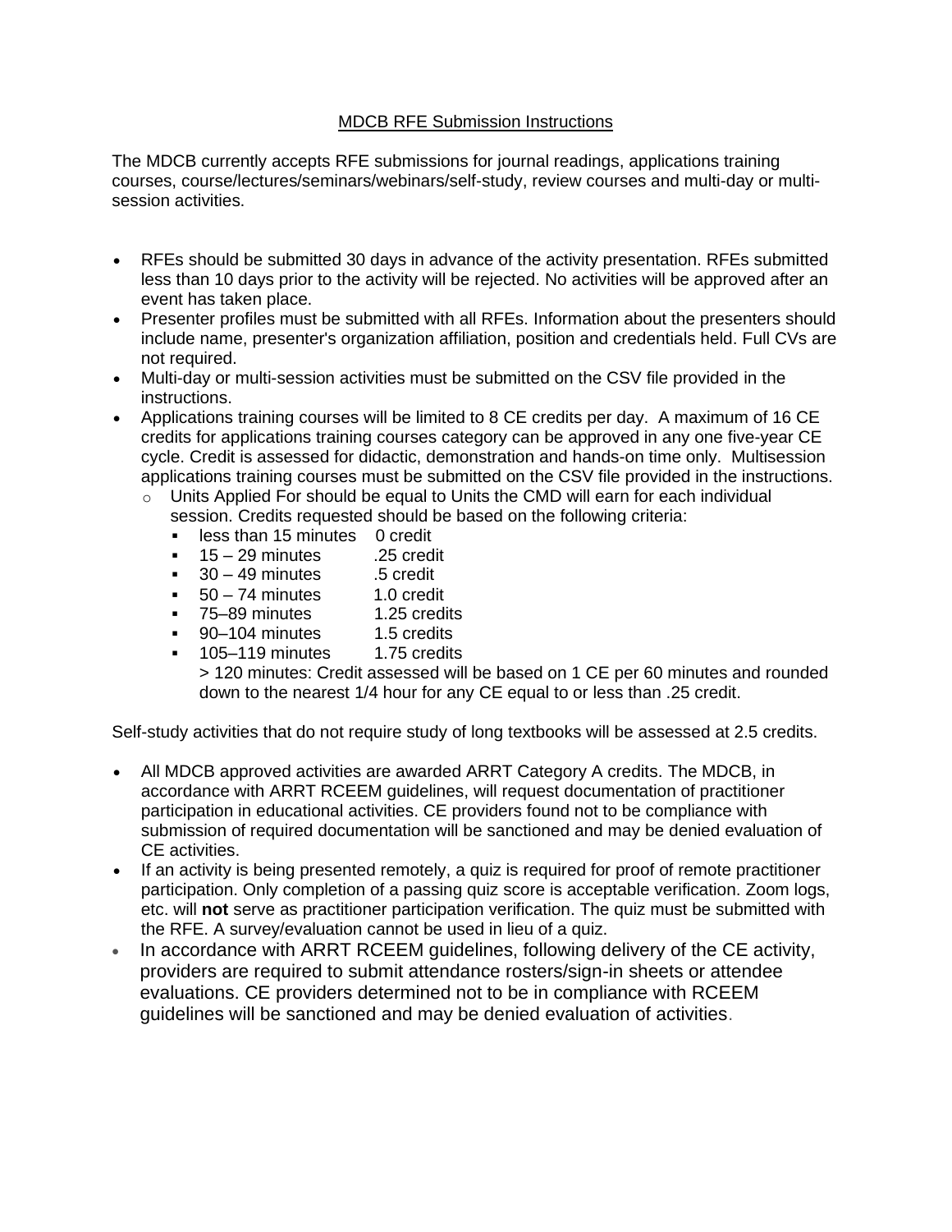# MDCB RFE Submission Instructions

The MDCB currently accepts RFE submissions for journal readings, applications training courses, course/lectures/seminars/webinars/self-study, review courses and multi-day or multi-session activities.

- RFEs should be submitted 30 days in advance of the activity presentation. RFEs submitted less than 10 days prior to the activity will be rejected. No activities will be approved after an event has taken place.
- Presenter profiles must be submitted with all RFEs. Information about the presenters should include name, presenter's organization affiliation, position and credentials held. Full CVs are not required.
- Multi-day or multi-session activities must be submitted on the CSV file provided in the instructions.
- Applications training courses will be limited to 8 CE credits per day. A maximum of 16 CE credits for applications training courses category can be approved in any one five-year CE cycle. Credit is assessed for didactic, demonstration and hands-on time only. Multisession applications training courses must be submitted on the CSV file provided in the instructions.
  - Units Applied For should be equal to Units the CMD will earn for each individual session. Credits requested should be based on the following criteria:
    - less than 15 minutes 0 credit
    - 15 – 29 minutes .25 credit
    - 30 – 49 minutes .5 credit
    - 50 – 74 minutes 1.0 credit
    - 75–89 minutes 1.25 credits
    - 90–104 minutes 1.5 credits
    - 105–119 minutes 1.75 credits

      > 120 minutes: Credit assessed will be based on 1 CE per 60 minutes and rounded down to the nearest 1/4 hour for any CE equal to or less than .25 credit.

Self-study activities that do not require study of long textbooks will be assessed at 2.5 credits.

- All MDCB approved activities are awarded ARRT Category A credits. The MDCB, in accordance with ARRT RCEEM guidelines, will request documentation of practitioner participation in educational activities. CE providers found not to be compliance with submission of required documentation will be sanctioned and may be denied evaluation of CE activities.
- If an activity is being presented remotely, a quiz is required for proof of remote practitioner participation. Only completion of a passing quiz score is acceptable verification. Zoom logs, etc. will **not** serve as practitioner participation verification. The quiz must be submitted with the RFE. A survey/evaluation cannot be used in lieu of a quiz.
- In accordance with ARRT RCEEM guidelines, following delivery of the CE activity, providers are required to submit attendance rosters/sign-in sheets or attendee evaluations. CE providers determined not to be in compliance with RCEEM guidelines will be sanctioned and may be denied evaluation of activities.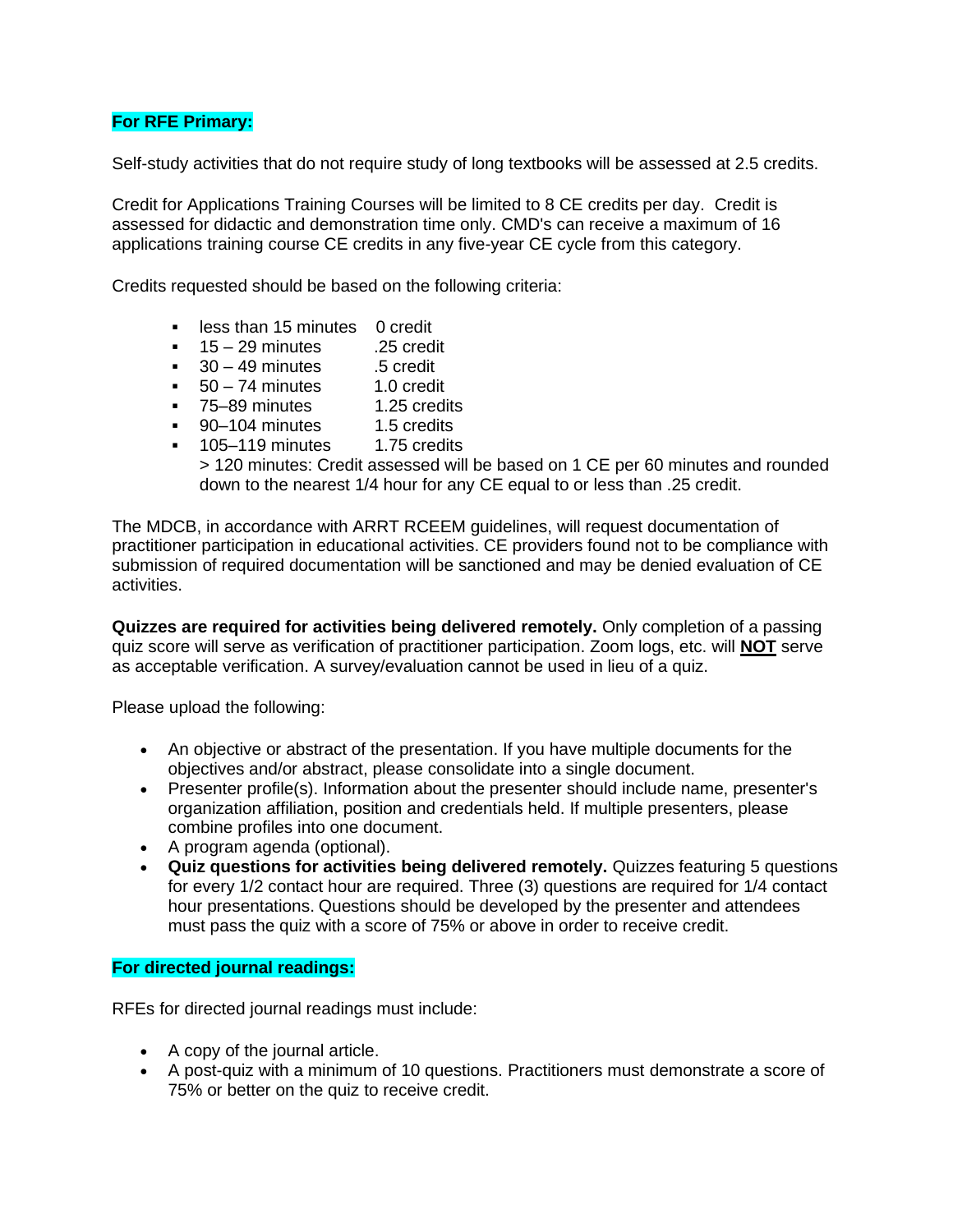**For RFE Primary:**

Self-study activities that do not require study of long textbooks will be assessed at 2.5 credits.

Credit for Applications Training Courses will be limited to 8 CE credits per day. Credit is assessed for didactic and demonstration time only. CMD's can receive a maximum of 16 applications training course CE credits in any five-year CE cycle from this category.

Credits requested should be based on the following criteria:

- less than 15 minutes 0 credit
- 15 – 29 minutes .25 credit
- 30 – 49 minutes .5 credit
- 50 – 74 minutes 1.0 credit
- 75–89 minutes 1.25 credits
- 90–104 minutes 1.5 credits
- 105–119 minutes 1.75 credits

  > 120 minutes: Credit assessed will be based on 1 CE per 60 minutes and rounded down to the nearest 1/4 hour for any CE equal to or less than .25 credit.

The MDCB, in accordance with ARRT RCEEM guidelines, will request documentation of practitioner participation in educational activities. CE providers found not to be compliance with submission of required documentation will be sanctioned and may be denied evaluation of CE activities.

**Quizzes are required for activities being delivered remotely.** Only completion of a passing quiz score will serve as verification of practitioner participation. Zoom logs, etc. will **NOT** serve as acceptable verification. A survey/evaluation cannot be used in lieu of a quiz.

Please upload the following:

- An objective or abstract of the presentation. If you have multiple documents for the objectives and/or abstract, please consolidate into a single document.
- Presenter profile(s). Information about the presenter should include name, presenter's organization affiliation, position and credentials held. If multiple presenters, please combine profiles into one document.
- A program agenda (optional).
- **Quiz questions for activities being delivered remotely.** Quizzes featuring 5 questions for every 1/2 contact hour are required. Three (3) questions are required for 1/4 contact hour presentations. Questions should be developed by the presenter and attendees must pass the quiz with a score of 75% or above in order to receive credit.

**For directed journal readings:**

RFEs for directed journal readings must include:

- A copy of the journal article.
- A post-quiz with a minimum of 10 questions. Practitioners must demonstrate a score of 75% or better on the quiz to receive credit.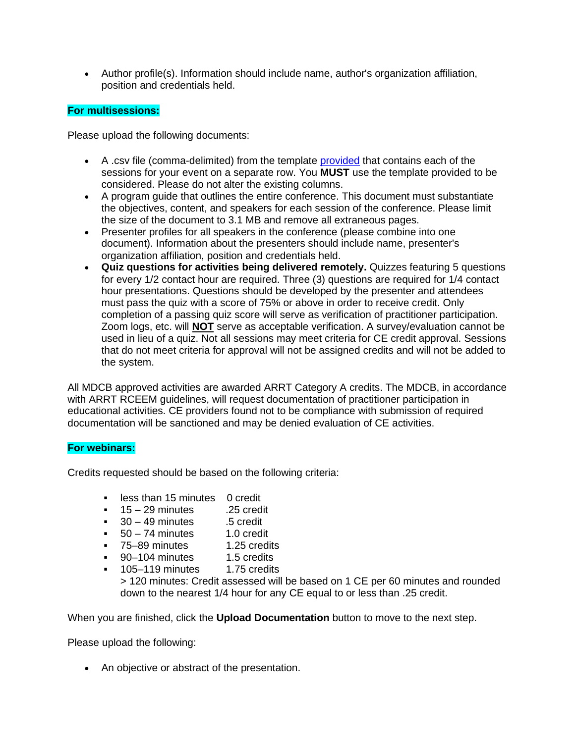- Author profile(s). Information should include name, author's organization affiliation, position and credentials held.

**For multisessions:**

Please upload the following documents:

- A .csv file (comma-delimited) from the template provided that contains each of the sessions for your event on a separate row. You **MUST** use the template provided to be considered. Please do not alter the existing columns.
- A program guide that outlines the entire conference. This document must substantiate the objectives, content, and speakers for each session of the conference. Please limit the size of the document to 3.1 MB and remove all extraneous pages.
- Presenter profiles for all speakers in the conference (please combine into one document). Information about the presenters should include name, presenter's organization affiliation, position and credentials held.
- **Quiz questions for activities being delivered remotely.** Quizzes featuring 5 questions for every 1/2 contact hour are required. Three (3) questions are required for 1/4 contact hour presentations. Questions should be developed by the presenter and attendees must pass the quiz with a score of 75% or above in order to receive credit. Only completion of a passing quiz score will serve as verification of practitioner participation. Zoom logs, etc. will **NOT** serve as acceptable verification. A survey/evaluation cannot be used in lieu of a quiz. Not all sessions may meet criteria for CE credit approval. Sessions that do not meet criteria for approval will not be assigned credits and will not be added to the system.

All MDCB approved activities are awarded ARRT Category A credits. The MDCB, in accordance with ARRT RCEEM guidelines, will request documentation of practitioner participation in educational activities. CE providers found not to be compliance with submission of required documentation will be sanctioned and may be denied evaluation of CE activities.

**For webinars:**

Credits requested should be based on the following criteria:

- less than 15 minutes 0 credit
- 15 – 29 minutes .25 credit
- 30 – 49 minutes .5 credit
- 50 – 74 minutes 1.0 credit
- 75–89 minutes 1.25 credits
- 90–104 minutes 1.5 credits
- 105–119 minutes 1.75 credits

  > 120 minutes: Credit assessed will be based on 1 CE per 60 minutes and rounded down to the nearest 1/4 hour for any CE equal to or less than .25 credit.

When you are finished, click the **Upload Documentation** button to move to the next step.

Please upload the following:

- An objective or abstract of the presentation.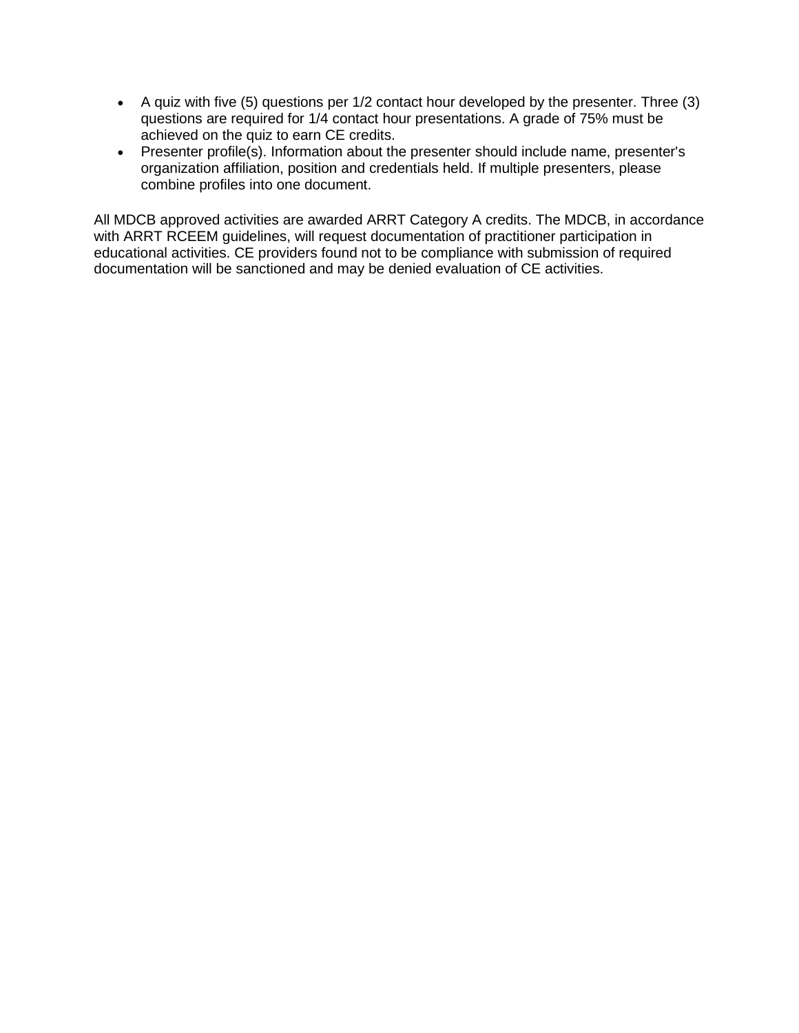- A quiz with five (5) questions per 1/2 contact hour developed by the presenter. Three (3) questions are required for 1/4 contact hour presentations. A grade of 75% must be achieved on the quiz to earn CE credits.
- Presenter profile(s). Information about the presenter should include name, presenter's organization affiliation, position and credentials held. If multiple presenters, please combine profiles into one document.

All MDCB approved activities are awarded ARRT Category A credits. The MDCB, in accordance with ARRT RCEEM guidelines, will request documentation of practitioner participation in educational activities. CE providers found not to be compliance with submission of required documentation will be sanctioned and may be denied evaluation of CE activities.